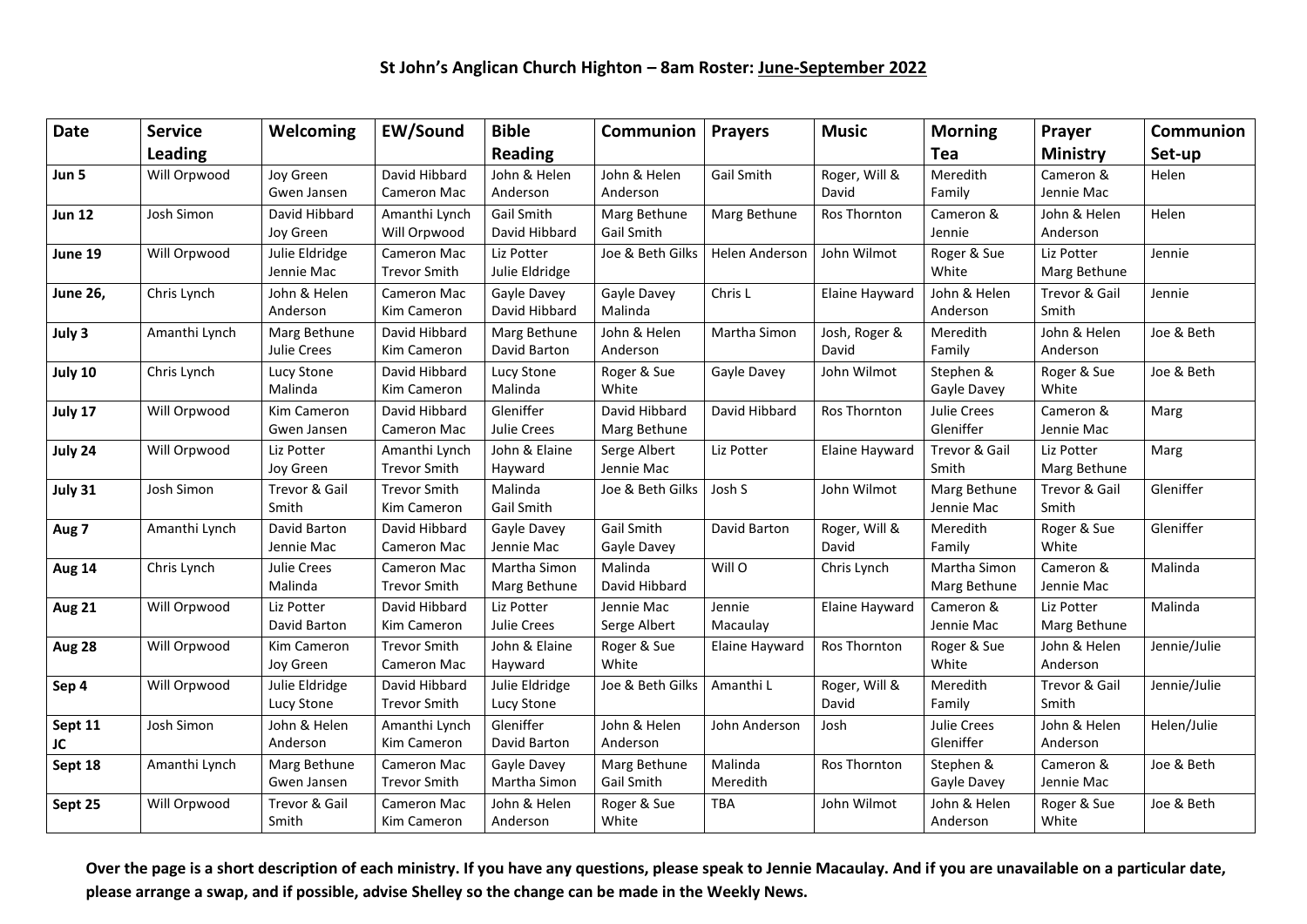# St John's Anglican Church Highton – 8am Roster: June-September 2022

| Date | Service Leading | Welcoming | EW/Sound | Bible Reading | Communion | Prayers | Music | Morning Tea | Prayer Ministry | Communion Set-up |
|---|---|---|---|---|---|---|---|---|---|---|
| **Jun 5** | Will Orpwood | Joy Green Gwen Jansen | David Hibbard Cameron Mac | John & Helen Anderson | John & Helen Anderson | Gail Smith | Roger, Will & David | Meredith Family | Cameron & Jennie Mac | Helen |
| **Jun 12** | Josh Simon | David Hibbard Joy Green | Amanthi Lynch Will Orpwood | Gail Smith David Hibbard | Marg Bethune Gail Smith | Marg Bethune | Ros Thornton | Cameron & Jennie | John & Helen Anderson | Helen |
| **June 19** | Will Orpwood | Julie Eldridge Jennie Mac | Cameron Mac Trevor Smith | Liz Potter Julie Eldridge | Joe & Beth Gilks | Helen Anderson | John Wilmot | Roger & Sue White | Liz Potter Marg Bethune | Jennie |
| **June 26,** | Chris Lynch | John & Helen Anderson | Cameron Mac Kim Cameron | Gayle Davey David Hibbard | Gayle Davey Malinda | Chris L | Elaine Hayward | John & Helen Anderson | Trevor & Gail Smith | Jennie |
| **July 3** | Amanthi Lynch | Marg Bethune Julie Crees | David Hibbard Kim Cameron | Marg Bethune David Barton | John & Helen Anderson | Martha Simon | Josh, Roger & David | Meredith Family | John & Helen Anderson | Joe & Beth |
| **July 10** | Chris Lynch | Lucy Stone Malinda | David Hibbard Kim Cameron | Lucy Stone Malinda | Roger & Sue White | Gayle Davey | John Wilmot | Stephen & Gayle Davey | Roger & Sue White | Joe & Beth |
| **July 17** | Will Orpwood | Kim Cameron Gwen Jansen | David Hibbard Cameron Mac | Gleniffer Julie Crees | David Hibbard Marg Bethune | David Hibbard | Ros Thornton | Julie Crees Gleniffer | Cameron & Jennie Mac | Marg |
| **July 24** | Will Orpwood | Liz Potter Joy Green | Amanthi Lynch Trevor Smith | John & Elaine Hayward | Serge Albert Jennie Mac | Liz Potter | Elaine Hayward | Trevor & Gail Smith | Liz Potter Marg Bethune | Marg |
| **July 31** | Josh Simon | Trevor & Gail Smith | Trevor Smith Kim Cameron | Malinda Gail Smith | Joe & Beth Gilks | Josh S | John Wilmot | Marg Bethune Jennie Mac | Trevor & Gail Smith | Gleniffer |
| **Aug 7** | Amanthi Lynch | David Barton Jennie Mac | David Hibbard Cameron Mac | Gayle Davey Jennie Mac | Gail Smith Gayle Davey | David Barton | Roger, Will & David | Meredith Family | Roger & Sue White | Gleniffer |
| **Aug 14** | Chris Lynch | Julie Crees Malinda | Cameron Mac Trevor Smith | Martha Simon Marg Bethune | Malinda David Hibbard | Will O | Chris Lynch | Martha Simon Marg Bethune | Cameron & Jennie Mac | Malinda |
| **Aug 21** | Will Orpwood | Liz Potter David Barton | David Hibbard Kim Cameron | Liz Potter Julie Crees | Jennie Mac Serge Albert | Jennie Macaulay | Elaine Hayward | Cameron & Jennie Mac | Liz Potter Marg Bethune | Malinda |
| **Aug 28** | Will Orpwood | Kim Cameron Joy Green | Trevor Smith Cameron Mac | John & Elaine Hayward | Roger & Sue White | Elaine Hayward | Ros Thornton | Roger & Sue White | John & Helen Anderson | Jennie/Julie |
| **Sep 4** | Will Orpwood | Julie Eldridge Lucy Stone | David Hibbard Trevor Smith | Julie Eldridge Lucy Stone | Joe & Beth Gilks | Amanthi L | Roger, Will & David | Meredith Family | Trevor & Gail Smith | Jennie/Julie |
| **Sept 11 JC** | Josh Simon | John & Helen Anderson | Amanthi Lynch Kim Cameron | Gleniffer David Barton | John & Helen Anderson | John Anderson | Josh | Julie Crees Gleniffer | John & Helen Anderson | Helen/Julie |
| **Sept 18** | Amanthi Lynch | Marg Bethune Gwen Jansen | Cameron Mac Trevor Smith | Gayle Davey Martha Simon | Marg Bethune Gail Smith | Malinda Meredith | Ros Thornton | Stephen & Gayle Davey | Cameron & Jennie Mac | Joe & Beth |
| **Sept 25** | Will Orpwood | Trevor & Gail Smith | Cameron Mac Kim Cameron | John & Helen Anderson | Roger & Sue White | TBA | John Wilmot | John & Helen Anderson | Roger & Sue White | Joe & Beth |

**Over the page is a short description of each ministry. If you have any questions, please speak to Jennie Macaulay. And if you are unavailable on a particular date, please arrange a swap, and if possible, advise Shelley so the change can be made in the Weekly News.**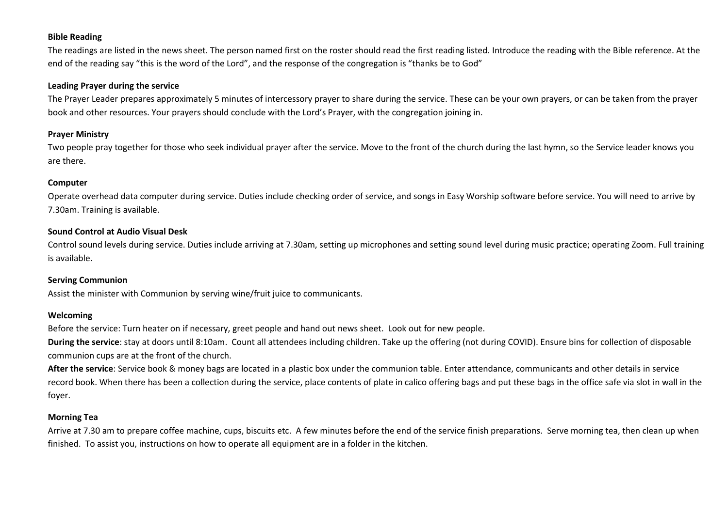**Bible Reading**

The readings are listed in the news sheet. The person named first on the roster should read the first reading listed. Introduce the reading with the Bible reference. At the end of the reading say “this is the word of the Lord”, and the response of the congregation is “thanks be to God”

**Leading Prayer during the service**

The Prayer Leader prepares approximately 5 minutes of intercessory prayer to share during the service. These can be your own prayers, or can be taken from the prayer book and other resources. Your prayers should conclude with the Lord’s Prayer, with the congregation joining in.

**Prayer Ministry**

Two people pray together for those who seek individual prayer after the service. Move to the front of the church during the last hymn, so the Service leader knows you are there.

**Computer**

Operate overhead data computer during service. Duties include checking order of service, and songs in Easy Worship software before service. You will need to arrive by 7.30am. Training is available.

**Sound Control at Audio Visual Desk**

Control sound levels during service. Duties include arriving at 7.30am, setting up microphones and setting sound level during music practice; operating Zoom. Full training is available.

**Serving Communion**

Assist the minister with Communion by serving wine/fruit juice to communicants.

**Welcoming**

Before the service: Turn heater on if necessary, greet people and hand out news sheet. Look out for new people.

**During the service**: stay at doors until 8:10am. Count all attendees including children. Take up the offering (not during COVID). Ensure bins for collection of disposable communion cups are at the front of the church.

**After the service**: Service book & money bags are located in a plastic box under the communion table. Enter attendance, communicants and other details in service record book. When there has been a collection during the service, place contents of plate in calico offering bags and put these bags in the office safe via slot in wall in the foyer.

**Morning Tea**

Arrive at 7.30 am to prepare coffee machine, cups, biscuits etc. A few minutes before the end of the service finish preparations. Serve morning tea, then clean up when finished. To assist you, instructions on how to operate all equipment are in a folder in the kitchen.